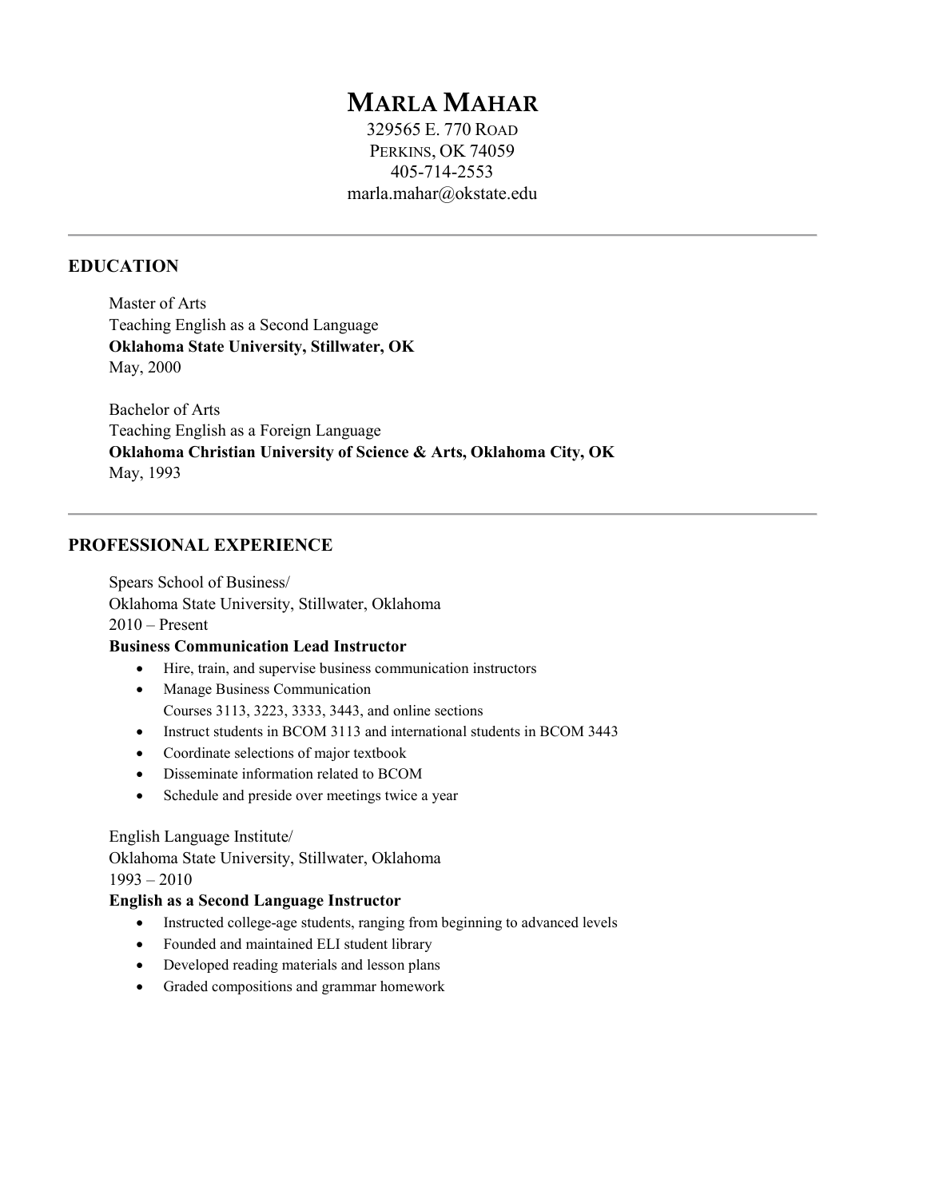# Marla Mahar

329565 E. 770 Road
Perkins, OK 74059
405-714-2553
marla.mahar@okstate.edu

---

## EDUCATION

Master of Arts
Teaching English as a Second Language
**Oklahoma State University, Stillwater, OK**
May, 2000

Bachelor of Arts
Teaching English as a Foreign Language
**Oklahoma Christian University of Science & Arts, Oklahoma City, OK**
May, 1993

---

## PROFESSIONAL EXPERIENCE

Spears School of Business/
Oklahoma State University, Stillwater, Oklahoma
2010 – Present

**Business Communication Lead Instructor**

- Hire, train, and supervise business communication instructors
- Manage Business Communication
  Courses 3113, 3223, 3333, 3443, and online sections
- Instruct students in BCOM 3113 and international students in BCOM 3443
- Coordinate selections of major textbook
- Disseminate information related to BCOM
- Schedule and preside over meetings twice a year

English Language Institute/
Oklahoma State University, Stillwater, Oklahoma
1993 – 2010

**English as a Second Language Instructor**

- Instructed college-age students, ranging from beginning to advanced levels
- Founded and maintained ELI student library
- Developed reading materials and lesson plans
- Graded compositions and grammar homework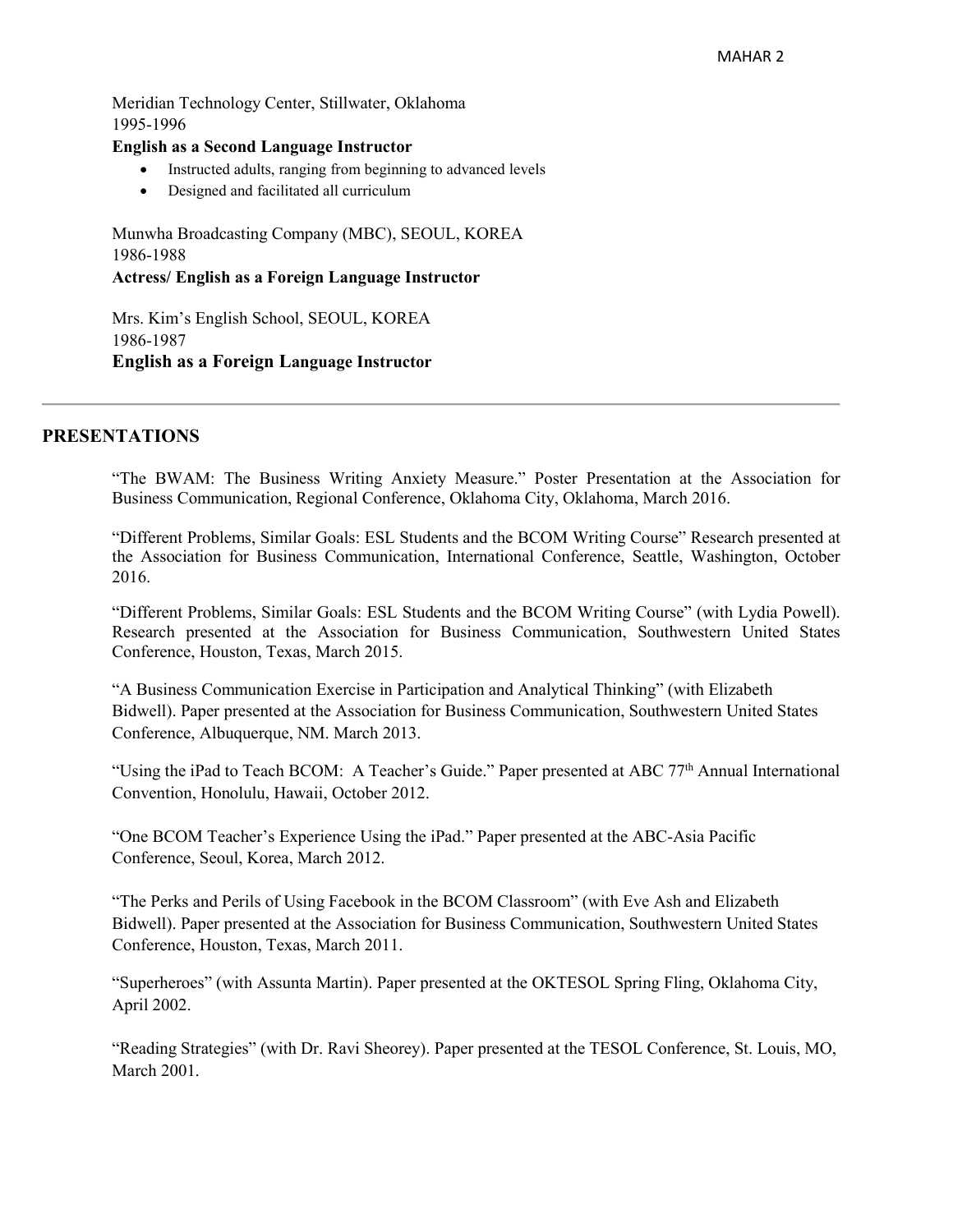Meridian Technology Center, Stillwater, Oklahoma
1995-1996
**English as a Second Language Instructor**

- Instructed adults, ranging from beginning to advanced levels
- Designed and facilitated all curriculum

Munwha Broadcasting Company (MBC), SEOUL, KOREA
1986-1988
**Actress/ English as a Foreign Language Instructor**

Mrs. Kim's English School, SEOUL, KOREA
1986-1987
**English as a Foreign Language Instructor**

---

## PRESENTATIONS

"The BWAM: The Business Writing Anxiety Measure." Poster Presentation at the Association for Business Communication, Regional Conference, Oklahoma City, Oklahoma, March 2016.

"Different Problems, Similar Goals: ESL Students and the BCOM Writing Course" Research presented at the Association for Business Communication, International Conference, Seattle, Washington, October 2016.

"Different Problems, Similar Goals: ESL Students and the BCOM Writing Course" (with Lydia Powell). Research presented at the Association for Business Communication, Southwestern United States Conference, Houston, Texas, March 2015.

"A Business Communication Exercise in Participation and Analytical Thinking" (with Elizabeth Bidwell). Paper presented at the Association for Business Communication, Southwestern United States Conference, Albuquerque, NM. March 2013.

"Using the iPad to Teach BCOM: A Teacher's Guide." Paper presented at ABC 77th Annual International Convention, Honolulu, Hawaii, October 2012.

"One BCOM Teacher's Experience Using the iPad." Paper presented at the ABC-Asia Pacific Conference, Seoul, Korea, March 2012.

"The Perks and Perils of Using Facebook in the BCOM Classroom" (with Eve Ash and Elizabeth Bidwell). Paper presented at the Association for Business Communication, Southwestern United States Conference, Houston, Texas, March 2011.

"Superheroes" (with Assunta Martin). Paper presented at the OKTESOL Spring Fling, Oklahoma City, April 2002.

"Reading Strategies" (with Dr. Ravi Sheorey). Paper presented at the TESOL Conference, St. Louis, MO, March 2001.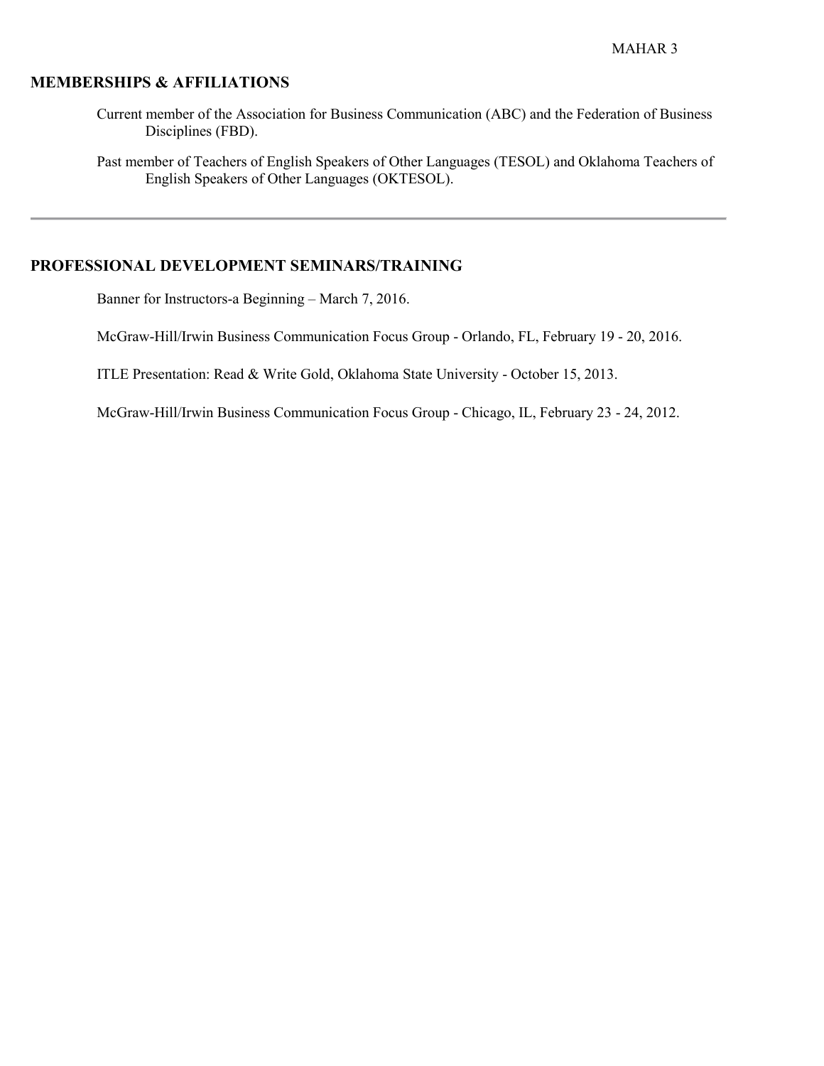## MEMBERSHIPS & AFFILIATIONS

Current member of the Association for Business Communication (ABC) and the Federation of Business Disciplines (FBD).

Past member of Teachers of English Speakers of Other Languages (TESOL) and Oklahoma Teachers of English Speakers of Other Languages (OKTESOL).

---

## PROFESSIONAL DEVELOPMENT SEMINARS/TRAINING

Banner for Instructors-a Beginning – March 7, 2016.

McGraw-Hill/Irwin Business Communication Focus Group - Orlando, FL, February 19 - 20, 2016.

ITLE Presentation: Read & Write Gold, Oklahoma State University - October 15, 2013.

McGraw-Hill/Irwin Business Communication Focus Group - Chicago, IL, February 23 - 24, 2012.